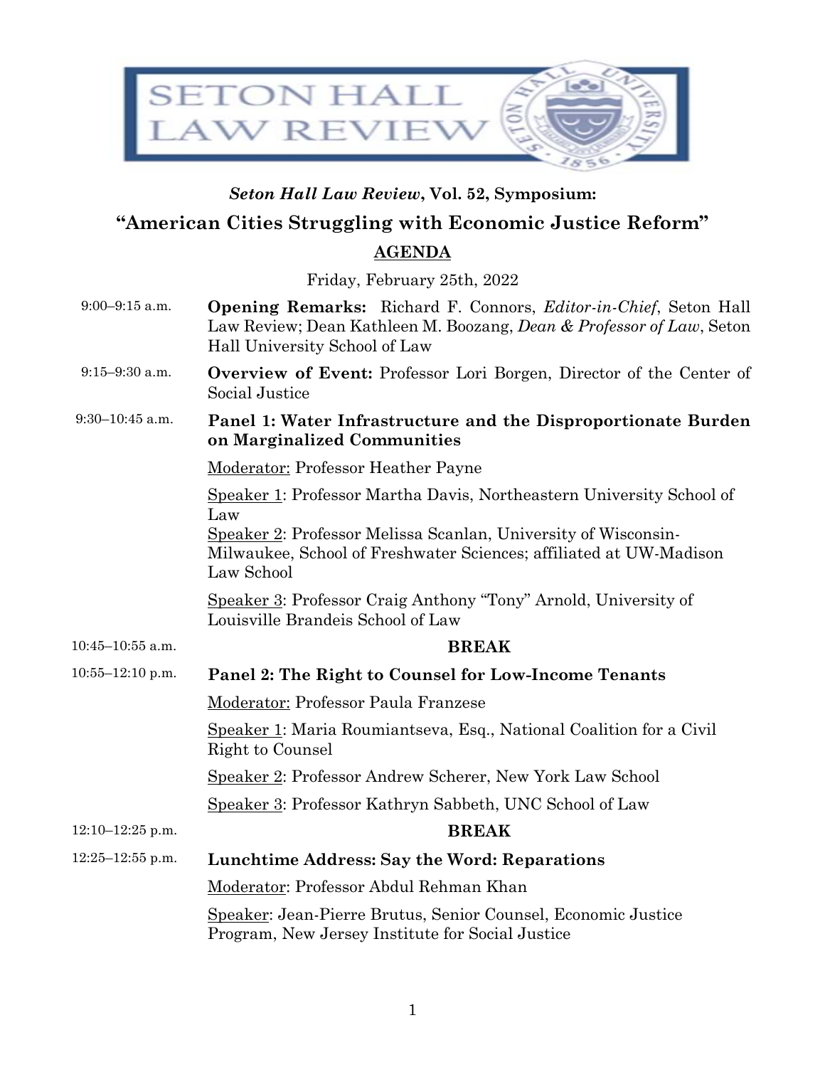*Seton Hall Law Review*, **Vol. 52, Symposium:**

# "American Cities Struggling with Economic Justice Reform"

## AGENDA

Friday, February 25th, 2022

| | |
|---|---|
| 9:00–9:15 a.m. | **Opening Remarks:** Richard F. Connors, *Editor-in-Chief*, Seton Hall Law Review; Dean Kathleen M. Boozang, *Dean & Professor of Law*, Seton Hall University School of Law |
| 9:15–9:30 a.m. | **Overview of Event:** Professor Lori Borgen, Director of the Center of Social Justice |
| 9:30–10:45 a.m. | **Panel 1: Water Infrastructure and the Disproportionate Burden on Marginalized Communities**<br>Moderator: Professor Heather Payne<br>Speaker 1: Professor Martha Davis, Northeastern University School of Law<br>Speaker 2: Professor Melissa Scanlan, University of Wisconsin-Milwaukee, School of Freshwater Sciences; affiliated at UW-Madison Law School<br>Speaker 3: Professor Craig Anthony "Tony" Arnold, University of Louisville Brandeis School of Law |
| 10:45–10:55 a.m. | **BREAK** |
| 10:55–12:10 p.m. | **Panel 2: The Right to Counsel for Low-Income Tenants**<br>Moderator: Professor Paula Franzese<br>Speaker 1: Maria Roumiantseva, Esq., National Coalition for a Civil Right to Counsel<br>Speaker 2: Professor Andrew Scherer, New York Law School<br>Speaker 3: Professor Kathryn Sabbeth, UNC School of Law |
| 12:10–12:25 p.m. | **BREAK** |
| 12:25–12:55 p.m. | **Lunchtime Address: Say the Word: Reparations**<br>Moderator: Professor Abdul Rehman Khan<br>Speaker: Jean-Pierre Brutus, Senior Counsel, Economic Justice Program, New Jersey Institute for Social Justice |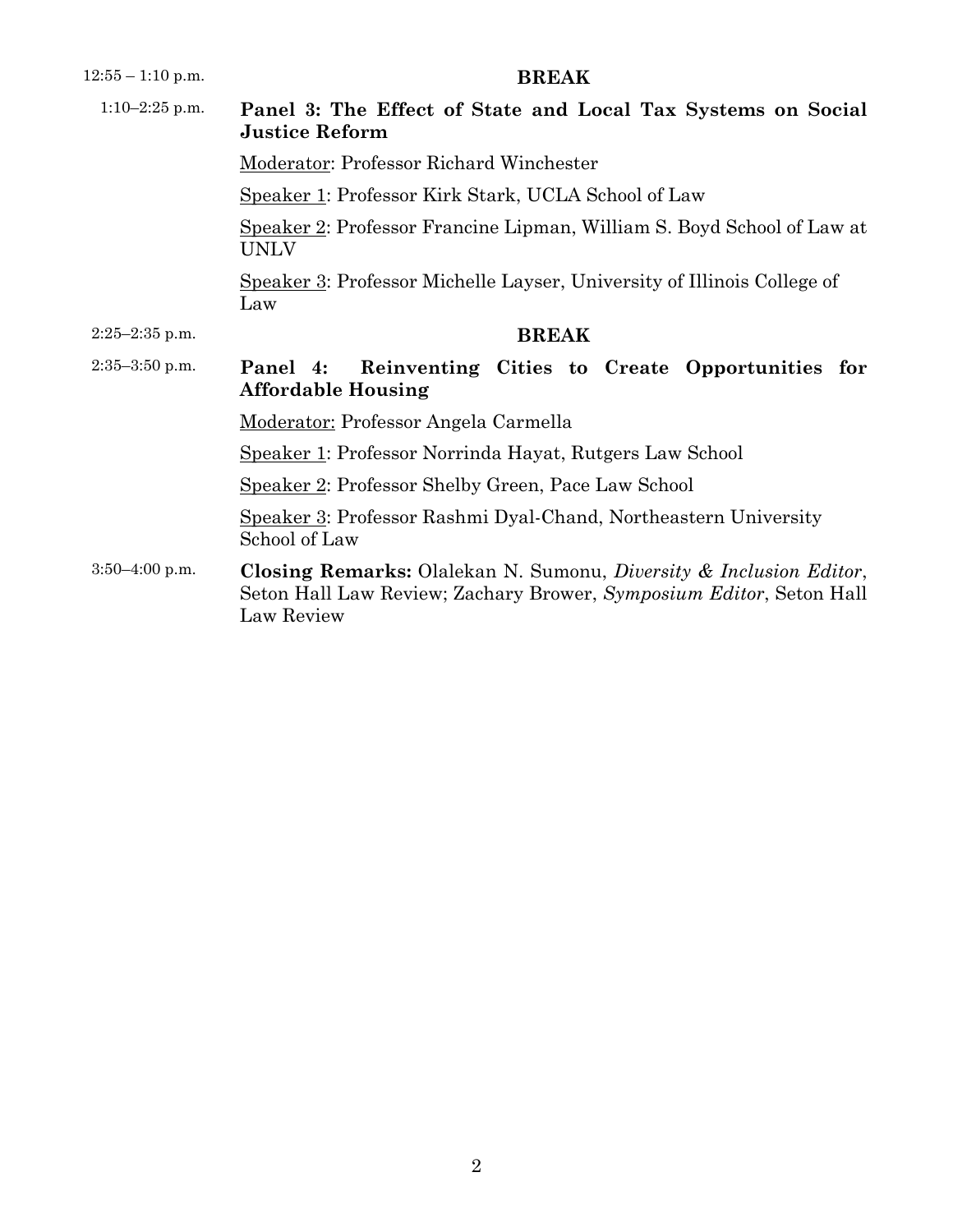12:55 – 1:10 p.m. **BREAK**

1:10–2:25 p.m. **Panel 3: The Effect of State and Local Tax Systems on Social Justice Reform**

Moderator: Professor Richard Winchester

Speaker 1: Professor Kirk Stark, UCLA School of Law

Speaker 2: Professor Francine Lipman, William S. Boyd School of Law at UNLV

Speaker 3: Professor Michelle Layser, University of Illinois College of Law

2:25–2:35 p.m. **BREAK**

2:35–3:50 p.m. **Panel 4: Reinventing Cities to Create Opportunities for Affordable Housing**

Moderator: Professor Angela Carmella

Speaker 1: Professor Norrinda Hayat, Rutgers Law School

Speaker 2: Professor Shelby Green, Pace Law School

Speaker 3: Professor Rashmi Dyal-Chand, Northeastern University School of Law

3:50–4:00 p.m. **Closing Remarks:** Olalekan N. Sumonu, *Diversity & Inclusion Editor*, Seton Hall Law Review; Zachary Brower, *Symposium Editor*, Seton Hall Law Review